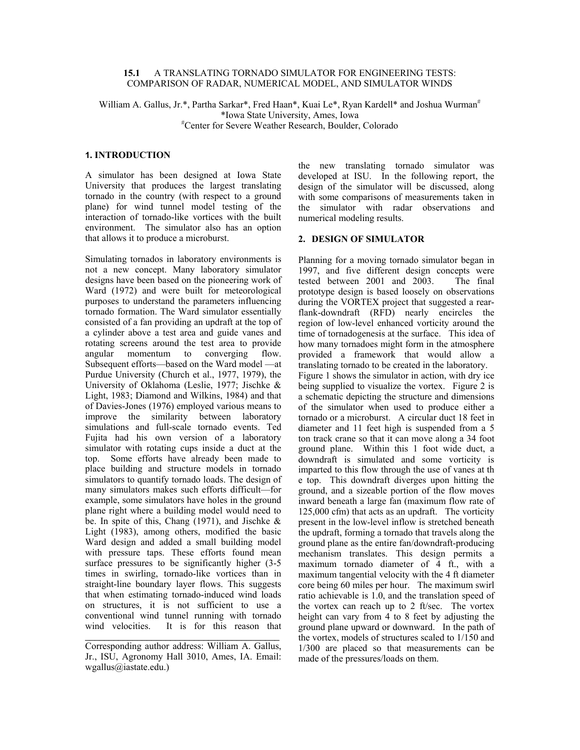# 15.1 A TRANSLATING TORNADO SIMULATOR FOR ENGINEERING TESTS: COMPARISON OF RADAR, NUMERICAL MODEL, AND SIMULATOR WINDS

William A. Gallus, Jr.*, Partha Sarkar*, Fred Haan*, Kuai Le*, Ryan Kardell* and Joshua Wurman[#]

*Iowa State University, Ames, Iowa

[#]Center for Severe Weather Research, Boulder, Colorado

## 1. INTRODUCTION

A simulator has been designed at Iowa State University that produces the largest translating tornado in the country (with respect to a ground plane) for wind tunnel model testing of the interaction of tornado-like vortices with the built environment. The simulator also has an option that allows it to produce a microburst.

Simulating tornados in laboratory environments is not a new concept. Many laboratory simulator designs have been based on the pioneering work of Ward (1972) and were built for meteorological purposes to understand the parameters influencing tornado formation. The Ward simulator essentially consisted of a fan providing an updraft at the top of a cylinder above a test area and guide vanes and rotating screens around the test area to provide angular momentum to converging flow. Subsequent efforts—based on the Ward model —at Purdue University (Church et al., 1977, 1979), the University of Oklahoma (Leslie, 1977; Jischke & Light, 1983; Diamond and Wilkins, 1984) and that of Davies-Jones (1976) employed various means to improve the similarity between laboratory simulations and full-scale tornado events. Ted Fujita had his own version of a laboratory simulator with rotating cups inside a duct at the top. Some efforts have already been made to place building and structure models in tornado simulators to quantify tornado loads. The design of many simulators makes such efforts difficult—for example, some simulators have holes in the ground plane right where a building model would need to be. In spite of this, Chang (1971), and Jischke & Light (1983), among others, modified the basic Ward design and added a small building model with pressure taps. These efforts found mean surface pressures to be significantly higher (3-5 times in swirling, tornado-like vortices than in straight-line boundary layer flows. This suggests that when estimating tornado-induced wind loads on structures, it is not sufficient to use a conventional wind tunnel running with tornado wind velocities. It is for this reason that the new translating tornado simulator was developed at ISU. In the following report, the design of the simulator will be discussed, along with some comparisons of measurements taken in the simulator with radar observations and numerical modeling results.

## 2. DESIGN OF SIMULATOR

Planning for a moving tornado simulator began in 1997, and five different design concepts were tested between 2001 and 2003. The final prototype design is based loosely on observations during the VORTEX project that suggested a rear-flank-downdraft (RFD) nearly encircles the region of low-level enhanced vorticity around the time of tornadogenesis at the surface. This idea of how many tornadoes might form in the atmosphere provided a framework that would allow a translating tornado to be created in the laboratory.

Figure 1 shows the simulator in action, with dry ice being supplied to visualize the vortex. Figure 2 is a schematic depicting the structure and dimensions of the simulator when used to produce either a tornado or a microburst. A circular duct 18 feet in diameter and 11 feet high is suspended from a 5 ton track crane so that it can move along a 34 foot ground plane. Within this 1 foot wide duct, a downdraft is simulated and some vorticity is imparted to this flow through the use of vanes at th e top. This downdraft diverges upon hitting the ground, and a sizeable portion of the flow moves inward beneath a large fan (maximum flow rate of 125,000 cfm) that acts as an updraft. The vorticity present in the low-level inflow is stretched beneath the updraft, forming a tornado that travels along the ground plane as the entire fan/downdraft-producing mechanism translates. This design permits a maximum tornado diameter of 4 ft., with a maximum tangential velocity with the 4 ft diameter core being 60 miles per hour. The maximum swirl ratio achievable is 1.0, and the translation speed of the vortex can reach up to 2 ft/sec. The vortex height can vary from 4 to 8 feet by adjusting the ground plane upward or downward. In the path of the vortex, models of structures scaled to 1/150 and 1/300 are placed so that measurements can be made of the pressures/loads on them.

---

Corresponding author address: William A. Gallus, Jr., ISU, Agronomy Hall 3010, Ames, IA. Email: wgallus@iastate.edu.)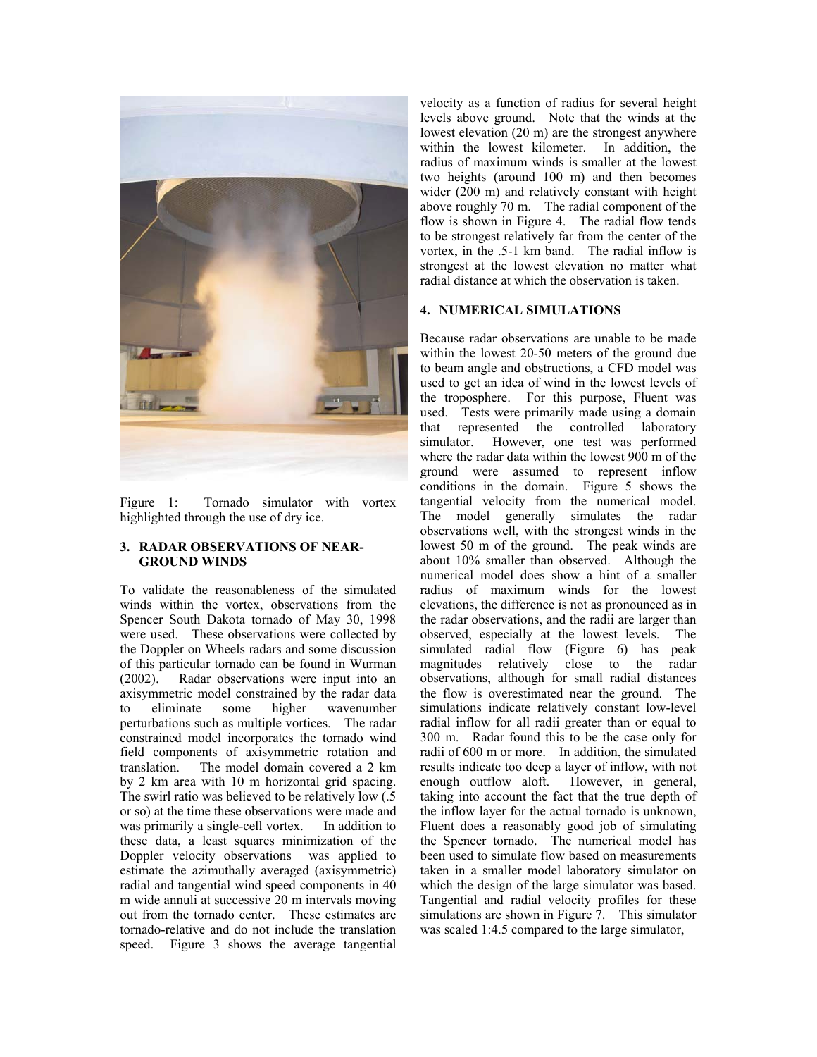Figure 1: Tornado simulator with vortex highlighted through the use of dry ice.

### 3. RADAR OBSERVATIONS OF NEAR-GROUND WINDS

To validate the reasonableness of the simulated winds within the vortex, observations from the Spencer South Dakota tornado of May 30, 1998 were used. These observations were collected by the Doppler on Wheels radars and some discussion of this particular tornado can be found in Wurman (2002). Radar observations were input into an axisymmetric model constrained by the radar data to eliminate some higher wavenumber perturbations such as multiple vortices. The radar constrained model incorporates the tornado wind field components of axisymmetric rotation and translation. The model domain covered a 2 km by 2 km area with 10 m horizontal grid spacing. The swirl ratio was believed to be relatively low (.5 or so) at the time these observations were made and was primarily a single-cell vortex. In addition to these data, a least squares minimization of the Doppler velocity observations was applied to estimate the azimuthally averaged (axisymmetric) radial and tangential wind speed components in 40 m wide annuli at successive 20 m intervals moving out from the tornado center. These estimates are tornado-relative and do not include the translation speed. Figure 3 shows the average tangential velocity as a function of radius for several height levels above ground. Note that the winds at the lowest elevation (20 m) are the strongest anywhere within the lowest kilometer. In addition, the radius of maximum winds is smaller at the lowest two heights (around 100 m) and then becomes wider (200 m) and relatively constant with height above roughly 70 m. The radial component of the flow is shown in Figure 4. The radial flow tends to be strongest relatively far from the center of the vortex, in the .5-1 km band. The radial inflow is strongest at the lowest elevation no matter what radial distance at which the observation is taken.

### 4. NUMERICAL SIMULATIONS

Because radar observations are unable to be made within the lowest 20-50 meters of the ground due to beam angle and obstructions, a CFD model was used to get an idea of wind in the lowest levels of the troposphere. For this purpose, Fluent was used. Tests were primarily made using a domain that represented the controlled laboratory simulator. However, one test was performed where the radar data within the lowest 900 m of the ground were assumed to represent inflow conditions in the domain. Figure 5 shows the tangential velocity from the numerical model. The model generally simulates the radar observations well, with the strongest winds in the lowest 50 m of the ground. The peak winds are about 10% smaller than observed. Although the numerical model does show a hint of a smaller radius of maximum winds for the lowest elevations, the difference is not as pronounced as in the radar observations, and the radii are larger than observed, especially at the lowest levels. The simulated radial flow (Figure 6) has peak magnitudes relatively close to the radar observations, although for small radial distances the flow is overestimated near the ground. The simulations indicate relatively constant low-level radial inflow for all radii greater than or equal to 300 m. Radar found this to be the case only for radii of 600 m or more. In addition, the simulated results indicate too deep a layer of inflow, with not enough outflow aloft. However, in general, taking into account the fact that the true depth of the inflow layer for the actual tornado is unknown, Fluent does a reasonably good job of simulating the Spencer tornado. The numerical model has been used to simulate flow based on measurements taken in a smaller model laboratory simulator on which the design of the large simulator was based. Tangential and radial velocity profiles for these simulations are shown in Figure 7. This simulator was scaled 1:4.5 compared to the large simulator,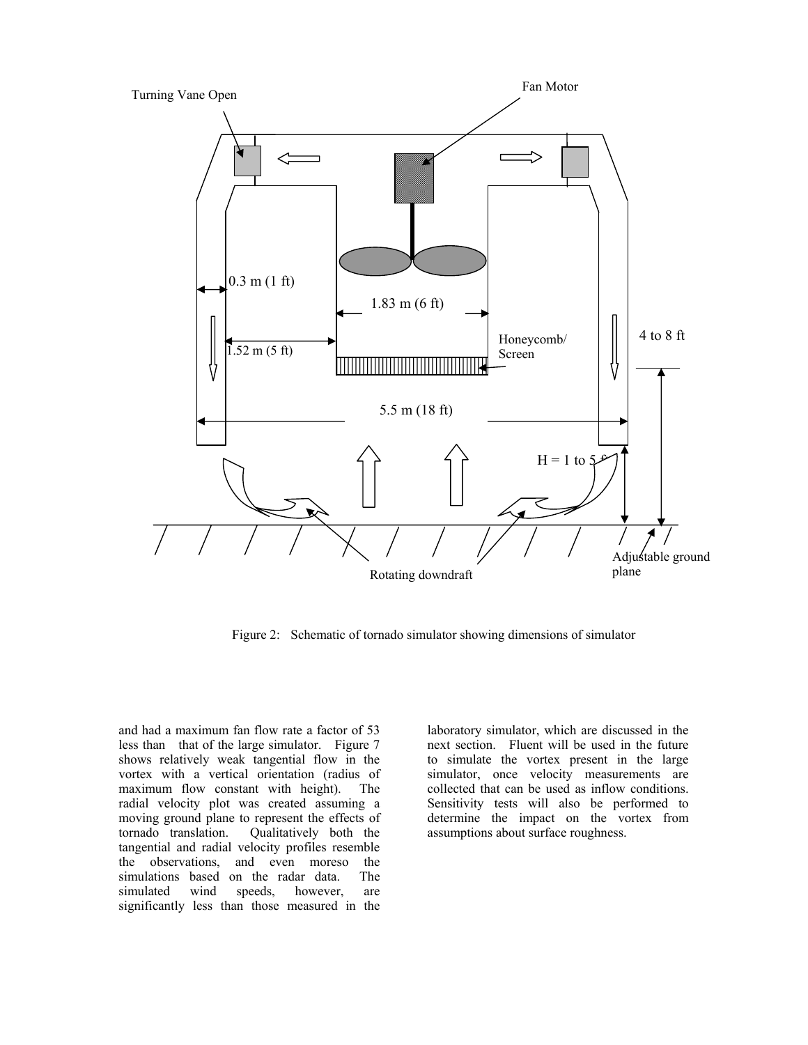Figure 2: Schematic of tornado simulator showing dimensions of simulator

and had a maximum fan flow rate a factor of 53 less than that of the large simulator. Figure 7 shows relatively weak tangential flow in the vortex with a vertical orientation (radius of maximum flow constant with height). The radial velocity plot was created assuming a moving ground plane to represent the effects of tornado translation. Qualitatively both the tangential and radial velocity profiles resemble the observations, and even moreso the simulations based on the radar data. The simulated wind speeds, however, are significantly less than those measured in the laboratory simulator, which are discussed in the next section. Fluent will be used in the future to simulate the vortex present in the large simulator, once velocity measurements are collected that can be used as inflow conditions. Sensitivity tests will also be performed to determine the impact on the vortex from assumptions about surface roughness.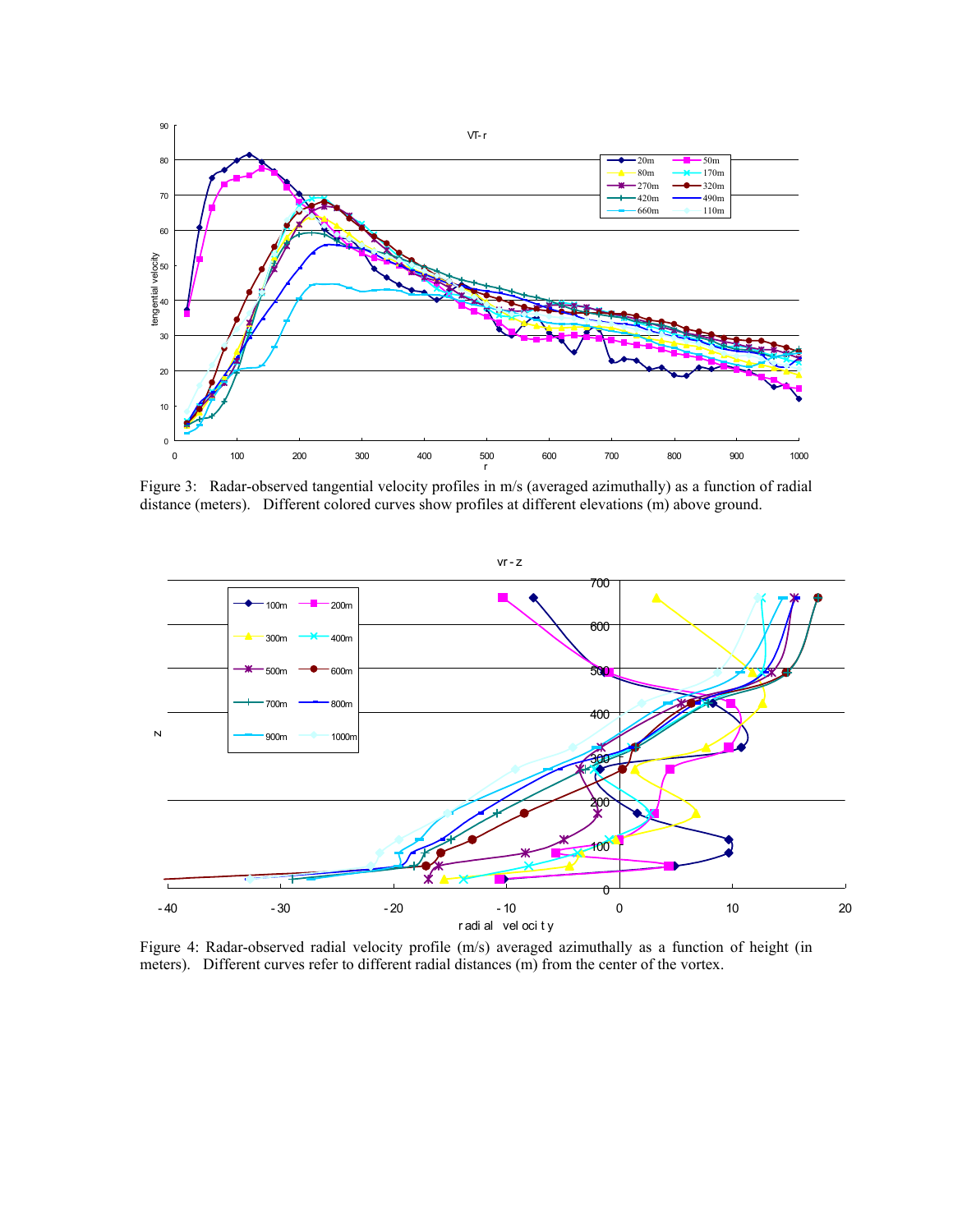Figure 3: Radar-observed tangential velocity profiles in m/s (averaged azimuthally) as a function of radial distance (meters). Different colored curves show profiles at different elevations (m) above ground.

Figure 4: Radar-observed radial velocity profile (m/s) averaged azimuthally as a function of height (in meters). Different curves refer to different radial distances (m) from the center of the vortex.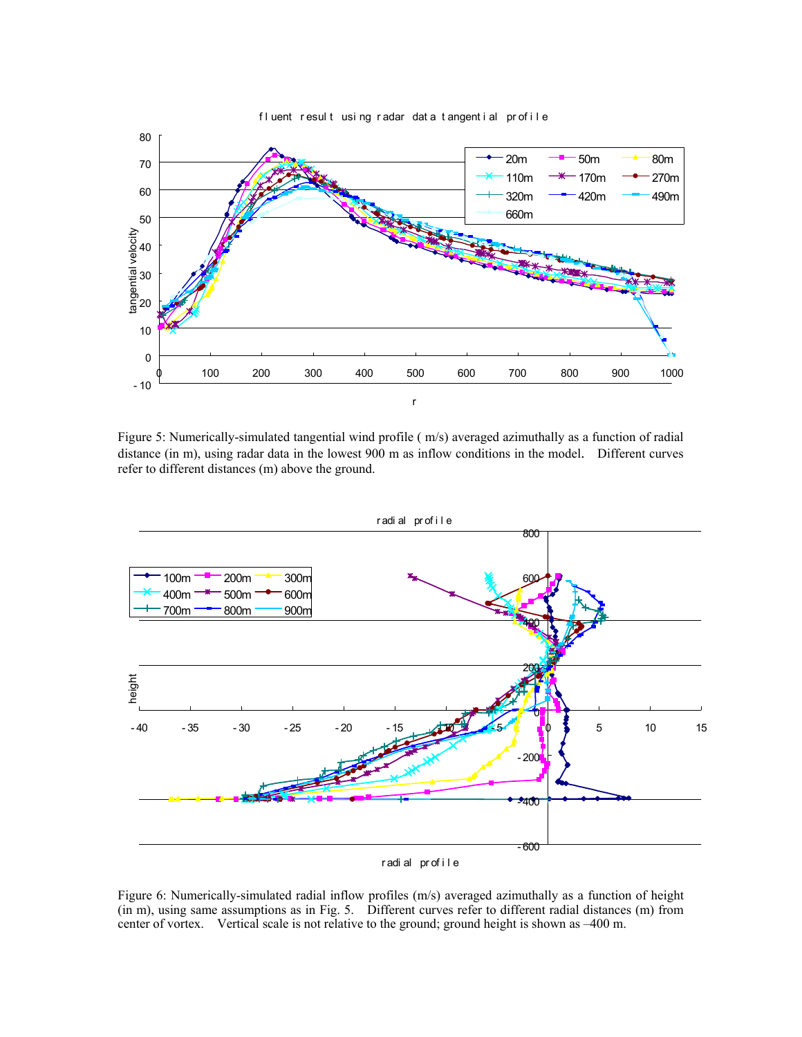Figure 5: Numerically-simulated tangential wind profile ( m/s) averaged azimuthally as a function of radial distance (in m), using radar data in the lowest 900 m as inflow conditions in the model. Different curves refer to different distances (m) above the ground.

Figure 6: Numerically-simulated radial inflow profiles (m/s) averaged azimuthally as a function of height (in m), using same assumptions as in Fig. 5. Different curves refer to different radial distances (m) from center of vortex. Vertical scale is not relative to the ground; ground height is shown as –400 m.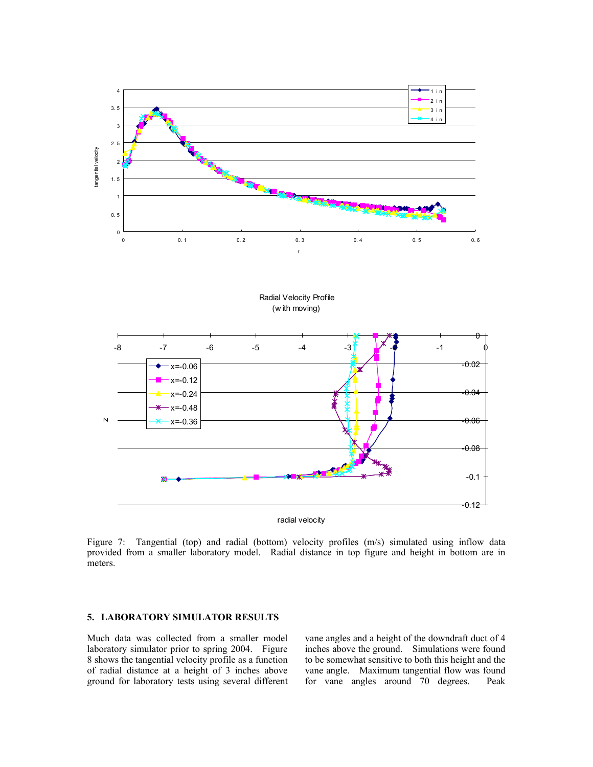Figure 7: Tangential (top) and radial (bottom) velocity profiles (m/s) simulated using inflow data provided from a smaller laboratory model. Radial distance in top figure and height in bottom are in meters.

## 5. LABORATORY SIMULATOR RESULTS

Much data was collected from a smaller model laboratory simulator prior to spring 2004. Figure 8 shows the tangential velocity profile as a function of radial distance at a height of 3 inches above ground for laboratory tests using several different vane angles and a height of the downdraft duct of 4 inches above the ground. Simulations were found to be somewhat sensitive to both this height and the vane angle. Maximum tangential flow was found for vane angles around 70 degrees. Peak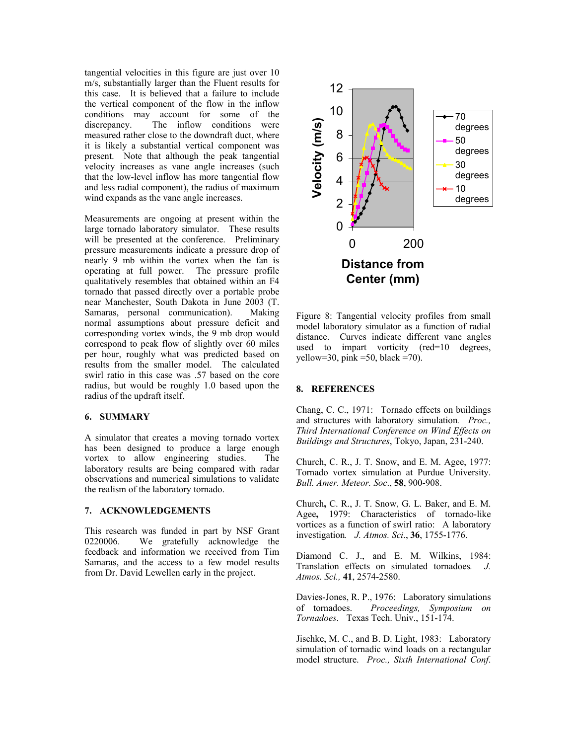tangential velocities in this figure are just over 10 m/s, substantially larger than the Fluent results for this case. It is believed that a failure to include the vertical component of the flow in the inflow conditions may account for some of the discrepancy. The inflow conditions were measured rather close to the downdraft duct, where it is likely a substantial vertical component was present. Note that although the peak tangential velocity increases as vane angle increases (such that the low-level inflow has more tangential flow and less radial component), the radius of maximum wind expands as the vane angle increases.

Measurements are ongoing at present within the large tornado laboratory simulator. These results will be presented at the conference. Preliminary pressure measurements indicate a pressure drop of nearly 9 mb within the vortex when the fan is operating at full power. The pressure profile qualitatively resembles that obtained within an F4 tornado that passed directly over a portable probe near Manchester, South Dakota in June 2003 (T. Samaras, personal communication). Making normal assumptions about pressure deficit and corresponding vortex winds, the 9 mb drop would correspond to peak flow of slightly over 60 miles per hour, roughly what was predicted based on results from the smaller model. The calculated swirl ratio in this case was .57 based on the core radius, but would be roughly 1.0 based upon the radius of the updraft itself.

## 6. SUMMARY

A simulator that creates a moving tornado vortex has been designed to produce a large enough vortex to allow engineering studies. The laboratory results are being compared with radar observations and numerical simulations to validate the realism of the laboratory tornado.

## 7. ACKNOWLEDGEMENTS

This research was funded in part by NSF Grant 0220006. We gratefully acknowledge the feedback and information we received from Tim Samaras, and the access to a few model results from Dr. David Lewellen early in the project.

Figure 8: Tangential velocity profiles from small model laboratory simulator as a function of radial distance. Curves indicate different vane angles used to impart vorticity (red=10 degrees, yellow=30, pink =50, black =70).

## 8. REFERENCES

Chang, C. C., 1971: Tornado effects on buildings and structures with laboratory simulation. *Proc., Third International Conference on Wind Effects on Buildings and Structures*, Tokyo, Japan, 231-240.

Church, C. R., J. T. Snow, and E. M. Agee, 1977: Tornado vortex simulation at Purdue University. *Bull. Amer. Meteor. Soc*., **58**, 900-908.

Church**,** C. R., J. T. Snow, G. L. Baker, and E. M. Agee**,** 1979: Characteristics of tornado-like vortices as a function of swirl ratio: A laboratory investigation*. J. Atmos. Sci*., **36**, 1755-1776.

Diamond C. J., and E. M. Wilkins, 1984: Translation effects on simulated tornadoes*. J. Atmos. Sci.,* **41**, 2574-2580.

Davies-Jones, R. P., 1976: Laboratory simulations of tornadoes. *Proceedings, Symposium on Tornadoes*. Texas Tech. Univ., 151-174.

Jischke, M. C., and B. D. Light, 1983: Laboratory simulation of tornadic wind loads on a rectangular model structure. *Proc., Sixth International Conf.*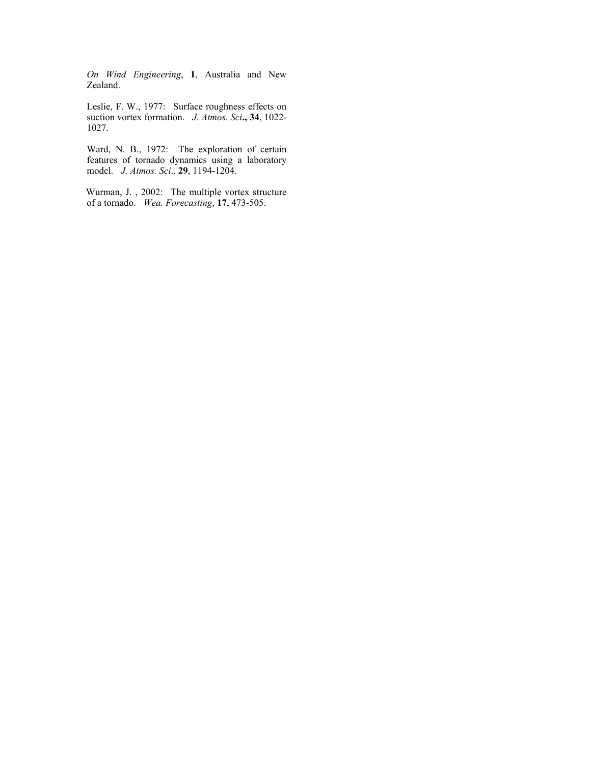*On Wind Engineering*, **1**, Australia and New Zealand.

Leslie, F. W., 1977: Surface roughness effects on suction vortex formation. *J. Atmos. Sci***., 34**, 1022-1027.

Ward, N. B., 1972: The exploration of certain features of tornado dynamics using a laboratory model. *J. Atmos. Sci*., **29**, 1194-1204.

Wurman, J. , 2002: The multiple vortex structure of a tornado. *Wea. Forecasting*, **17**, 473-505.